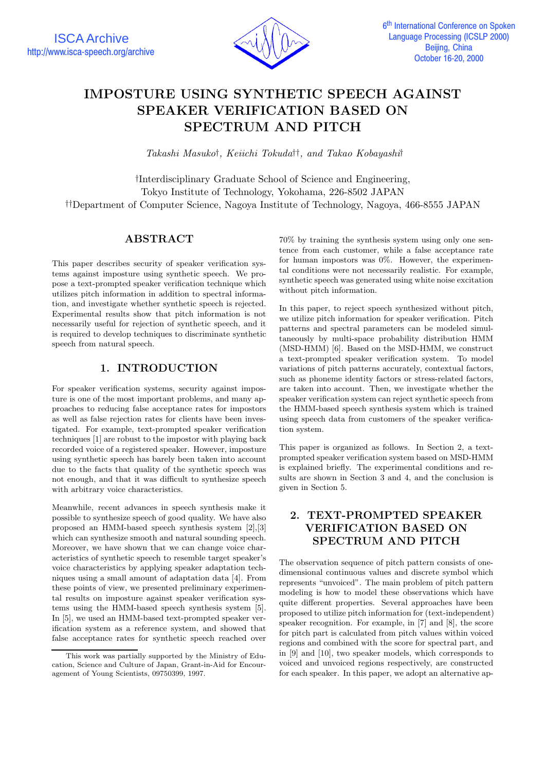# IMPOSTURE USING SYNTHETIC SPEECH AGAINST SPEAKER VERIFICATION BASED ON SPECTRUM AND PITCH

*Takashi Masuko†, Keiichi Tokuda††, and Takao Kobayashi†*

†Interdisciplinary Graduate School of Science and Engineering,
Tokyo Institute of Technology, Yokohama, 226-8502 JAPAN
††Department of Computer Science, Nagoya Institute of Technology, Nagoya, 466-8555 JAPAN

## ABSTRACT

This paper describes security of speaker verification systems against imposture using synthetic speech. We propose a text-prompted speaker verification technique which utilizes pitch information in addition to spectral information, and investigate whether synthetic speech is rejected. Experimental results show that pitch information is not necessarily useful for rejection of synthetic speech, and it is required to develop techniques to discriminate synthetic speech from natural speech.

## 1. INTRODUCTION

For speaker verification systems, security against imposture is one of the most important problems, and many approaches to reducing false acceptance rates for impostors as well as false rejection rates for clients have been investigated. For example, text-prompted speaker verification techniques [1] are robust to the impostor with playing back recorded voice of a registered speaker. However, imposture using synthetic speech has barely been taken into account due to the facts that quality of the synthetic speech was not enough, and that it was difficult to synthesize speech with arbitrary voice characteristics.

Meanwhile, recent advances in speech synthesis make it possible to synthesize speech of good quality. We have also proposed an HMM-based speech synthesis system [2],[3] which can synthesize smooth and natural sounding speech. Moreover, we have shown that we can change voice characteristics of synthetic speech to resemble target speaker's voice characteristics by applying speaker adaptation techniques using a small amount of adaptation data [4]. From these points of view, we presented preliminary experimental results on imposture against speaker verification systems using the HMM-based speech synthesis system [5]. In [5], we used an HMM-based text-prompted speaker verification system as a reference system, and showed that false acceptance rates for synthetic speech reached over 70% by training the synthesis system using only one sentence from each customer, while a false acceptance rate for human impostors was 0%. However, the experimental conditions were not necessarily realistic. For example, synthetic speech was generated using white noise excitation without pitch information.

In this paper, to reject speech synthesized without pitch, we utilize pitch information for speaker verification. Pitch patterns and spectral parameters can be modeled simultaneously by multi-space probability distribution HMM (MSD-HMM) [6]. Based on the MSD-HMM, we construct a text-prompted speaker verification system. To model variations of pitch patterns accurately, contextual factors, such as phoneme identity factors or stress-related factors, are taken into account. Then, we investigate whether the speaker verification system can reject synthetic speech from the HMM-based speech synthesis system which is trained using speech data from customers of the speaker verification system.

This paper is organized as follows. In Section 2, a text-prompted speaker verification system based on MSD-HMM is explained briefly. The experimental conditions and results are shown in Section 3 and 4, and the conclusion is given in Section 5.

## 2. TEXT-PROMPTED SPEAKER VERIFICATION BASED ON SPECTRUM AND PITCH

The observation sequence of pitch pattern consists of one-dimensional continuous values and discrete symbol which represents "unvoiced". The main problem of pitch pattern modeling is how to model these observations which have quite different properties. Several approaches have been proposed to utilize pitch information for (text-independent) speaker recognition. For example, in [7] and [8], the score for pitch part is calculated from pitch values within voiced regions and combined with the score for spectral part, and in [9] and [10], two speaker models, which corresponds to voiced and unvoiced regions respectively, are constructed for each speaker. In this paper, we adopt an alternative ap-

This work was partially supported by the Ministry of Education, Science and Culture of Japan, Grant-in-Aid for Encouragement of Young Scientists, 09750399, 1997.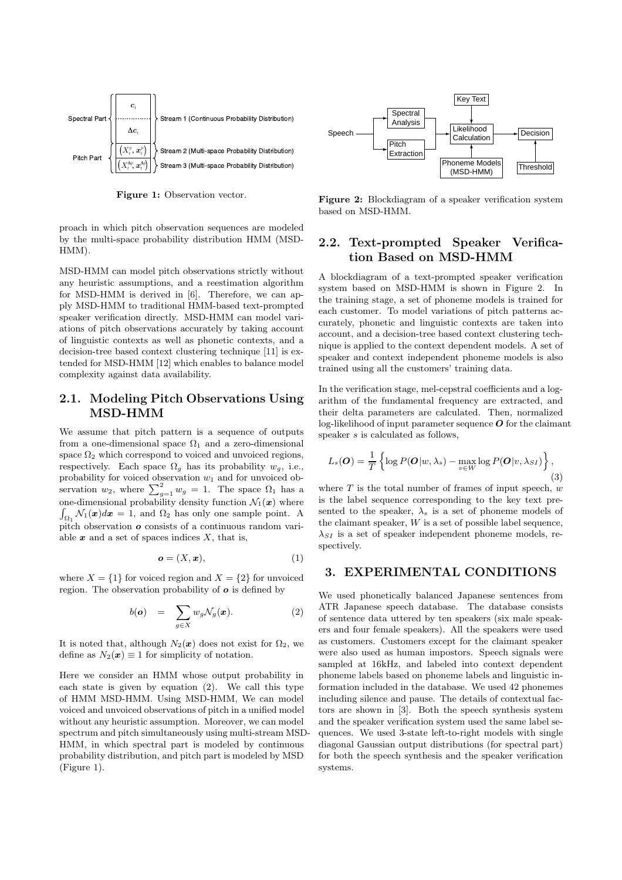Figure 1: Observation vector.

proach in which pitch observation sequences are modeled by the multi-space probability distribution HMM (MSD-HMM).

MSD-HMM can model pitch observations strictly without any heuristic assumptions, and a reestimation algorithm for MSD-HMM is derived in [6]. Therefore, we can apply MSD-HMM to traditional HMM-based text-prompted speaker verification directly. MSD-HMM can model variations of pitch observations accurately by taking account of linguistic contexts as well as phonetic contexts, and a decision-tree based context clustering technique [11] is extended for MSD-HMM [12] which enables to balance model complexity against data availability.

## 2.1. Modeling Pitch Observations Using MSD-HMM

We assume that pitch pattern is a sequence of outputs from a one-dimensional space $\Omega_1$ and a zero-dimensional space $\Omega_2$ which correspond to voiced and unvoiced regions, respectively. Each space $\Omega_g$ has its probability $w_g$, i.e., probability for voiced observation $w_1$ and for unvoiced observation $w_2$, where $\sum_{g=1}^{2} w_g = 1$. The space $\Omega_1$ has a one-dimensional probability density function $\mathcal{N}_1(\boldsymbol{x})$ where $\int_{\Omega_1} \mathcal{N}_1(\boldsymbol{x}) d\boldsymbol{x} = 1$, and $\Omega_2$ has only one sample point. A pitch observation $\boldsymbol{o}$ consists of a continuous random variable $\boldsymbol{x}$ and a set of spaces indices $X$, that is,

$$\boldsymbol{o} = (X, \boldsymbol{x}), \tag{1}$$

where $X = \{1\}$ for voiced region and $X = \{2\}$ for unvoiced region. The observation probability of $\boldsymbol{o}$ is defined by

$$b(\boldsymbol{o}) = \sum_{g \in X} w_g \mathcal{N}_g(\boldsymbol{x}). \tag{2}$$

It is noted that, although $N_2(\boldsymbol{x})$ does not exist for $\Omega_2$, we define as $N_2(\boldsymbol{x}) \equiv 1$ for simplicity of notation.

Here we consider an HMM whose output probability in each state is given by equation (2). We call this type of HMM MSD-HMM. Using MSD-HMM, We can model voiced and unvoiced observations of pitch in a unified model without any heuristic assumption. Moreover, we can model spectrum and pitch simultaneously using multi-stream MSD-HMM, in which spectral part is modeled by continuous probability distribution, and pitch part is modeled by MSD (Figure 1).

Figure 2: Blockdiagram of a speaker verification system based on MSD-HMM.

## 2.2. Text-prompted Speaker Verification Based on MSD-HMM

A blockdiagram of a text-prompted speaker verification system based on MSD-HMM is shown in Figure 2. In the training stage, a set of phoneme models is trained for each customer. To model variations of pitch patterns accurately, phonetic and linguistic contexts are taken into account, and a decision-tree based context clustering technique is applied to the context dependent models. A set of speaker and context independent phoneme models is also trained using all the customers' training data.

In the verification stage, mel-cepstral coefficients and a logarithm of the fundamental frequency are extracted, and their delta parameters are calculated. Then, normalized log-likelihood of input parameter sequence $\boldsymbol{O}$ for the claimant speaker $s$ is calculated as follows,

$$L_s(\boldsymbol{O}) = \frac{1}{T} \left\{ \log P(\boldsymbol{O}|w, \lambda_s) - \max_{v \in W} \log P(\boldsymbol{O}|v, \lambda_{SI}) \right\}, \tag{3}$$

where $T$ is the total number of frames of input speech, $w$ is the label sequence corresponding to the key text presented to the speaker, $\lambda_s$ is a set of phoneme models of the claimant speaker, $W$ is a set of possible label sequence, $\lambda_{SI}$ is a set of speaker independent phoneme models, respectively.

# 3. EXPERIMENTAL CONDITIONS

We used phonetically balanced Japanese sentences from ATR Japanese speech database. The database consists of sentence data uttered by ten speakers (six male speakers and four female speakers). All the speakers were used as customers. Customers except for the claimant speaker were also used as human impostors. Speech signals were sampled at 16kHz, and labeled into context dependent phoneme labels based on phoneme labels and linguistic information included in the database. We used 42 phonemes including silence and pause. The details of contextual factors are shown in [3]. Both the speech synthesis system and the speaker verification system used the same label sequences. We used 3-state left-to-right models with single diagonal Gaussian output distributions (for spectral part) for both the speech synthesis and the speaker verification systems.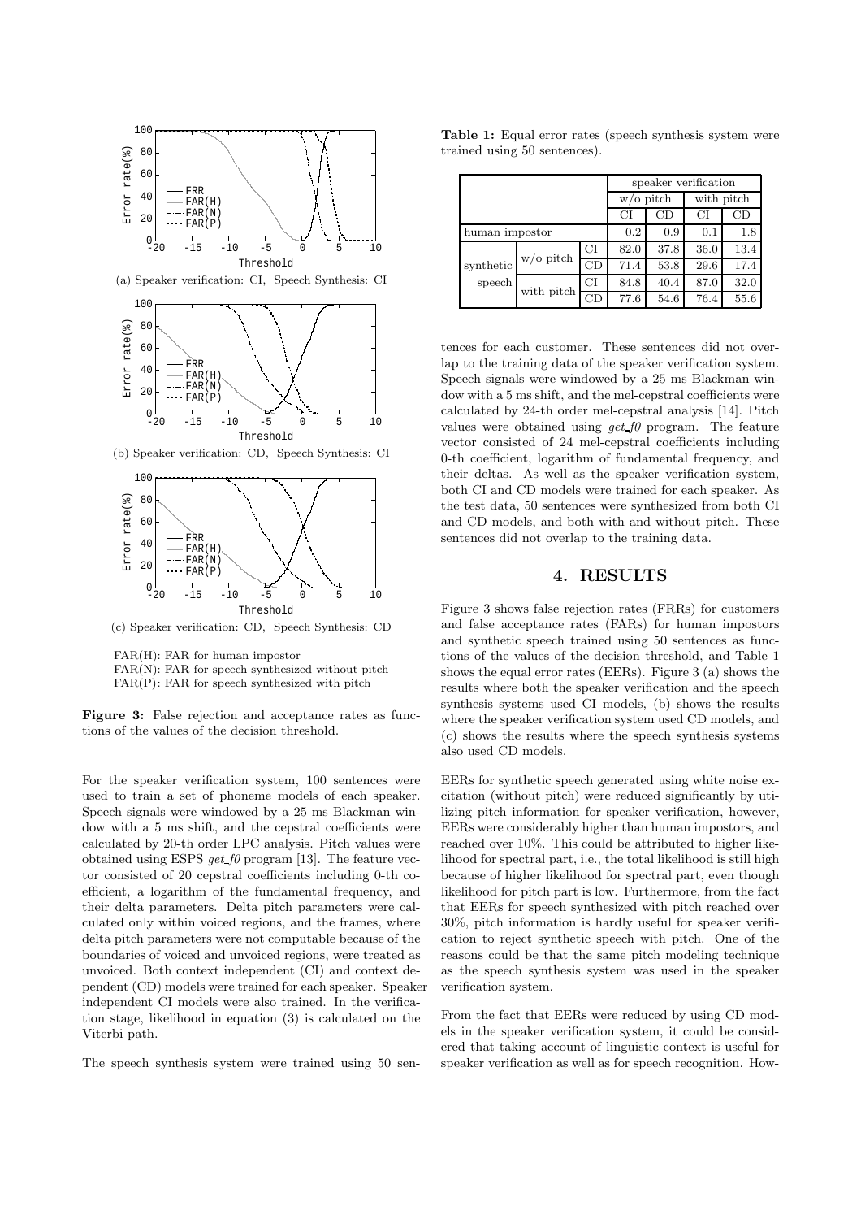(a) Speaker verification: CI, Speech Synthesis: CI

(b) Speaker verification: CD, Speech Synthesis: CI

(c) Speaker verification: CD, Speech Synthesis: CD

FAR(H): FAR for human impostor
FAR(N): FAR for speech synthesized without pitch
FAR(P): FAR for speech synthesized with pitch

**Figure 3:** False rejection and acceptance rates as functions of the values of the decision threshold.

For the speaker verification system, 100 sentences were used to train a set of phoneme models of each speaker. Speech signals were windowed by a 25 ms Blackman window with a 5 ms shift, and the cepstral coefficients were calculated by 20-th order LPC analysis. Pitch values were obtained using ESPS *get_f0* program [13]. The feature vector consisted of 20 cepstral coefficients including 0-th coefficient, a logarithm of the fundamental frequency, and their delta parameters. Delta pitch parameters were calculated only within voiced regions, and the frames, where delta pitch parameters were not computable because of the boundaries of voiced and unvoiced regions, were treated as unvoiced. Both context independent (CI) and context dependent (CD) models were trained for each speaker. Speaker independent CI models were also trained. In the verification stage, likelihood in equation (3) is calculated on the Viterbi path.

The speech synthesis system were trained using 50 sentences for each customer. These sentences did not overlap to the training data of the speaker verification system. Speech signals were windowed by a 25 ms Blackman window with a 5 ms shift, and the mel-cepstral coefficients were calculated by 24-th order mel-cepstral analysis [14]. Pitch values were obtained using *get_f0* program. The feature vector consisted of 24 mel-cepstral coefficients including 0-th coefficient, logarithm of fundamental frequency, and their deltas. As well as the speaker verification system, both CI and CD models were trained for each speaker. As the test data, 50 sentences were synthesized from both CI and CD models, and both with and without pitch. These sentences did not overlap to the training data.

**Table 1:** Equal error rates (speech synthesis system were trained using 50 sentences).

| | | | speaker verification | | | |
|---|---|---|---|---|---|---|
| | | | w/o pitch | | with pitch | |
| | | | CI | CD | CI | CD |
| human impostor | | | 0.2 | 0.9 | 0.1 | 1.8 |
| synthetic speech | w/o pitch | CI | 82.0 | 37.8 | 36.0 | 13.4 |
| | | CD | 71.4 | 53.8 | 29.6 | 17.4 |
| | with pitch | CI | 84.8 | 40.4 | 87.0 | 32.0 |
| | | CD | 77.6 | 54.6 | 76.4 | 55.6 |

## 4. RESULTS

Figure 3 shows false rejection rates (FRRs) for customers and false acceptance rates (FARs) for human impostors and synthetic speech trained using 50 sentences as functions of the values of the decision threshold, and Table 1 shows the equal error rates (EERs). Figure 3 (a) shows the results where both the speaker verification and the speech synthesis systems used CI models, (b) shows the results where the speaker verification system used CD models, and (c) shows the results where the speech synthesis systems also used CD models.

EERs for synthetic speech generated using white noise excitation (without pitch) were reduced significantly by utilizing pitch information for speaker verification, however, EERs were considerably higher than human impostors, and reached over 10%. This could be attributed to higher likelihood for spectral part, i.e., the total likelihood is still high because of higher likelihood for spectral part, even though likelihood for pitch part is low. Furthermore, from the fact that EERs for speech synthesized with pitch reached over 30%, pitch information is hardly useful for speaker verification to reject synthetic speech with pitch. One of the reasons could be that the same pitch modeling technique as the speech synthesis system was used in the speaker verification system.

From the fact that EERs were reduced by using CD models in the speaker verification system, it could be considered that taking account of linguistic context is useful for speaker verification as well as for speech recognition. How-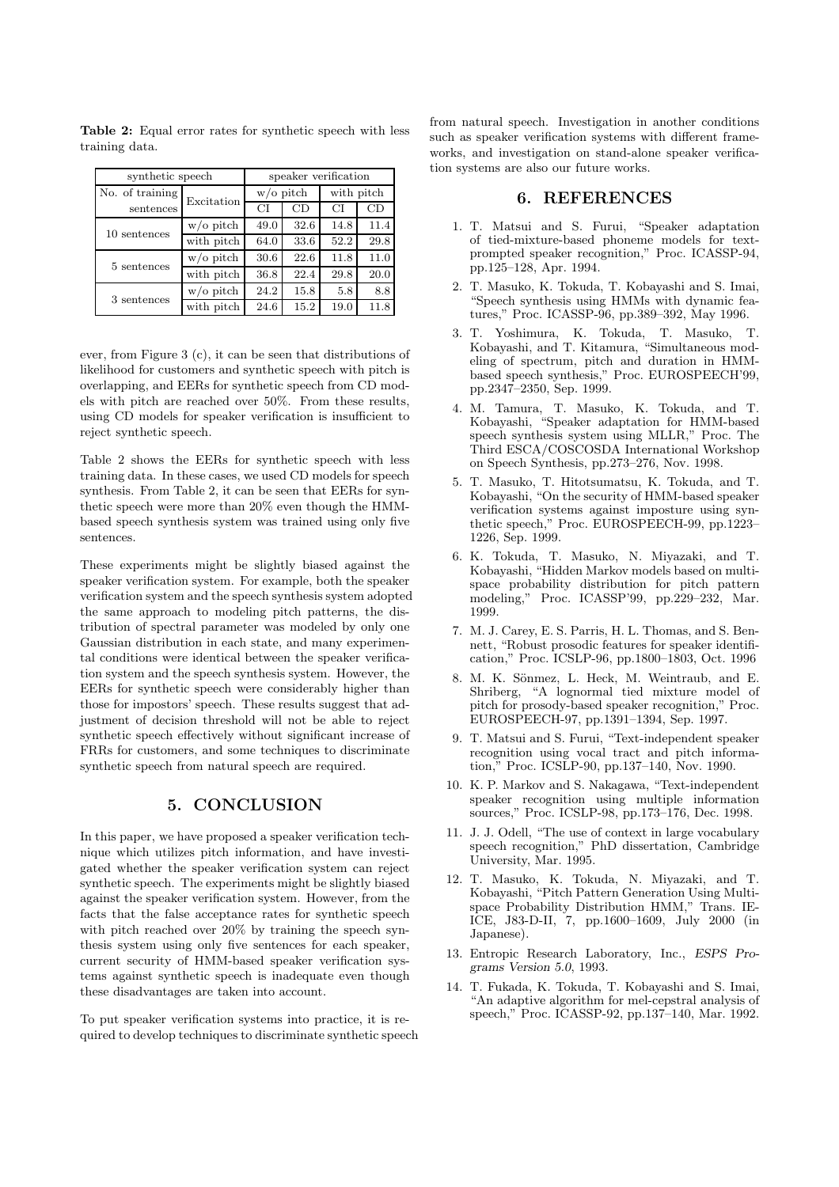**Table 2:** Equal error rates for synthetic speech with less training data.

| synthetic speech | | speaker verification | | | |
|---|---|---|---|---|---|
| No. of training sentences | Excitation | w/o pitch | | with pitch | |
| | | CI | CD | CI | CD |
| 10 sentences | w/o pitch | 49.0 | 32.6 | 14.8 | 11.4 |
| | with pitch | 64.0 | 33.6 | 52.2 | 29.8 |
| 5 sentences | w/o pitch | 30.6 | 22.6 | 11.8 | 11.0 |
| | with pitch | 36.8 | 22.4 | 29.8 | 20.0 |
| 3 sentences | w/o pitch | 24.2 | 15.8 | 5.8 | 8.8 |
| | with pitch | 24.6 | 15.2 | 19.0 | 11.8 |

ever, from Figure 3 (c), it can be seen that distributions of likelihood for customers and synthetic speech with pitch is overlapping, and EERs for synthetic speech from CD models with pitch are reached over 50%. From these results, using CD models for speaker verification is insufficient to reject synthetic speech.

Table 2 shows the EERs for synthetic speech with less training data. In these cases, we used CD models for speech synthesis. From Table 2, it can be seen that EERs for synthetic speech were more than 20% even though the HMM-based speech synthesis system was trained using only five sentences.

These experiments might be slightly biased against the speaker verification system. For example, both the speaker verification system and the speech synthesis system adopted the same approach to modeling pitch patterns, the distribution of spectral parameter was modeled by only one Gaussian distribution in each state, and many experimental conditions were identical between the speaker verification system and the speech synthesis system. However, the EERs for synthetic speech were considerably higher than those for impostors' speech. These results suggest that adjustment of decision threshold will not be able to reject synthetic speech effectively without significant increase of FRRs for customers, and some techniques to discriminate synthetic speech from natural speech are required.

## 5. CONCLUSION

In this paper, we have proposed a speaker verification technique which utilizes pitch information, and have investigated whether the speaker verification system can reject synthetic speech. The experiments might be slightly biased against the speaker verification system. However, from the facts that the false acceptance rates for synthetic speech with pitch reached over 20% by training the speech synthesis system using only five sentences for each speaker, current security of HMM-based speaker verification systems against synthetic speech is inadequate even though these disadvantages are taken into account.

To put speaker verification systems into practice, it is required to develop techniques to discriminate synthetic speech from natural speech. Investigation in another conditions such as speaker verification systems with different frameworks, and investigation on stand-alone speaker verification systems are also our future works.

## 6. REFERENCES

1. T. Matsui and S. Furui, "Speaker adaptation of tied-mixture-based phoneme models for text-prompted speaker recognition," Proc. ICASSP-94, pp.125–128, Apr. 1994.
2. T. Masuko, K. Tokuda, T. Kobayashi and S. Imai, "Speech synthesis using HMMs with dynamic features," Proc. ICASSP-96, pp.389–392, May 1996.
3. T. Yoshimura, K. Tokuda, T. Masuko, T. Kobayashi, and T. Kitamura, "Simultaneous modeling of spectrum, pitch and duration in HMM-based speech synthesis," Proc. EUROSPEECH'99, pp.2347–2350, Sep. 1999.
4. M. Tamura, T. Masuko, K. Tokuda, and T. Kobayashi, "Speaker adaptation for HMM-based speech synthesis system using MLLR," Proc. The Third ESCA/COSCOSDA International Workshop on Speech Synthesis, pp.273–276, Nov. 1998.
5. T. Masuko, T. Hitotsumatsu, K. Tokuda, and T. Kobayashi, "On the security of HMM-based speaker verification systems against imposture using synthetic speech," Proc. EUROSPEECH-99, pp.1223–1226, Sep. 1999.
6. K. Tokuda, T. Masuko, N. Miyazaki, and T. Kobayashi, "Hidden Markov models based on multi-space probability distribution for pitch pattern modeling," Proc. ICASSP'99, pp.229–232, Mar. 1999.
7. M. J. Carey, E. S. Parris, H. L. Thomas, and S. Bennett, "Robust prosodic features for speaker identification," Proc. ICSLP-96, pp.1800–1803, Oct. 1996
8. M. K. Sönmez, L. Heck, M. Weintraub, and E. Shriberg, "A lognormal tied mixture model of pitch for prosody-based speaker recognition," Proc. EUROSPEECH-97, pp.1391–1394, Sep. 1997.
9. T. Matsui and S. Furui, "Text-independent speaker recognition using vocal tract and pitch information," Proc. ICSLP-90, pp.137–140, Nov. 1990.
10. K. P. Markov and S. Nakagawa, "Text-independent speaker recognition using multiple information sources," Proc. ICSLP-98, pp.173–176, Dec. 1998.
11. J. J. Odell, "The use of context in large vocabulary speech recognition," PhD dissertation, Cambridge University, Mar. 1995.
12. T. Masuko, K. Tokuda, N. Miyazaki, and T. Kobayashi, "Pitch Pattern Generation Using Multi-space Probability Distribution HMM," Trans. IEICE, J83-D-II, 7, pp.1600–1609, July 2000 (in Japanese).
13. Entropic Research Laboratory, Inc., *ESPS Programs Version 5.0*, 1993.
14. T. Fukada, K. Tokuda, T. Kobayashi and S. Imai, "An adaptive algorithm for mel-cepstral analysis of speech," Proc. ICASSP-92, pp.137–140, Mar. 1992.